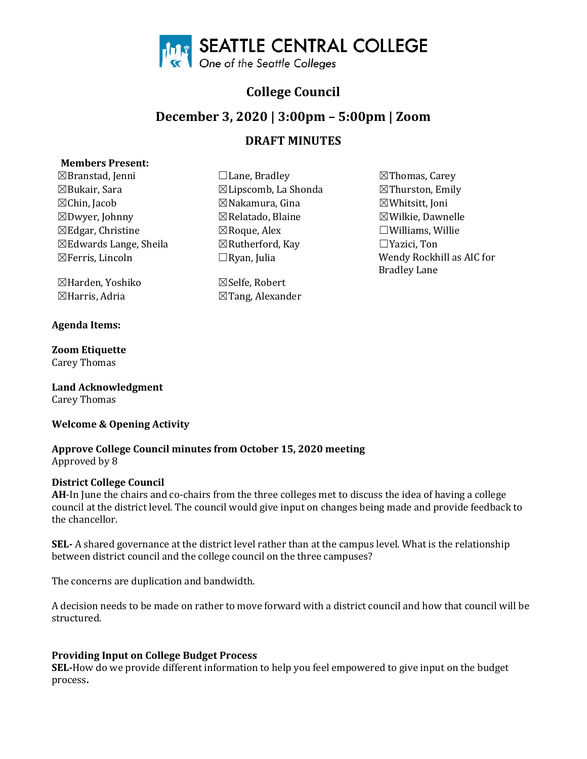SEATTLE CENTRAL COLLEGE
*One of the Seattle Colleges*

# College Council

## December 3, 2020 | 3:00pm – 5:00pm | Zoom

## DRAFT MINUTES

**Members Present:**

☒Branstad, Jenni
☒Bukair, Sara
☒Chin, Jacob
☒Dwyer, Johnny
☒Edgar, Christine
☒Edwards Lange, Sheila
☒Ferris, Lincoln
☒Harden, Yoshiko
☒Harris, Adria
☐Lane, Bradley
☒Lipscomb, La Shonda
☒Nakamura, Gina
☒Relatado, Blaine
☒Roque, Alex
☒Rutherford, Kay
☐Ryan, Julia
☒Selfe, Robert
☒Tang, Alexander
☒Thomas, Carey
☒Thurston, Emily
☒Whitsitt, Joni
☒Wilkie, Dawnelle
☐Williams, Willie
☐Yazici, Ton
Wendy Rockhill as AIC for Bradley Lane

**Agenda Items:**

**Zoom Etiquette**
Carey Thomas

**Land Acknowledgment**
Carey Thomas

**Welcome & Opening Activity**

**Approve College Council minutes from October 15, 2020 meeting**
Approved by 8

**District College Council**
**AH**-In June the chairs and co-chairs from the three colleges met to discuss the idea of having a college council at the district level. The council would give input on changes being made and provide feedback to the chancellor.

**SEL-** A shared governance at the district level rather than at the campus level. What is the relationship between district council and the college council on the three campuses?

The concerns are duplication and bandwidth.

A decision needs to be made on rather to move forward with a district council and how that council will be structured.

**Providing Input on College Budget Process**
**SEL-**How do we provide different information to help you feel empowered to give input on the budget process**.**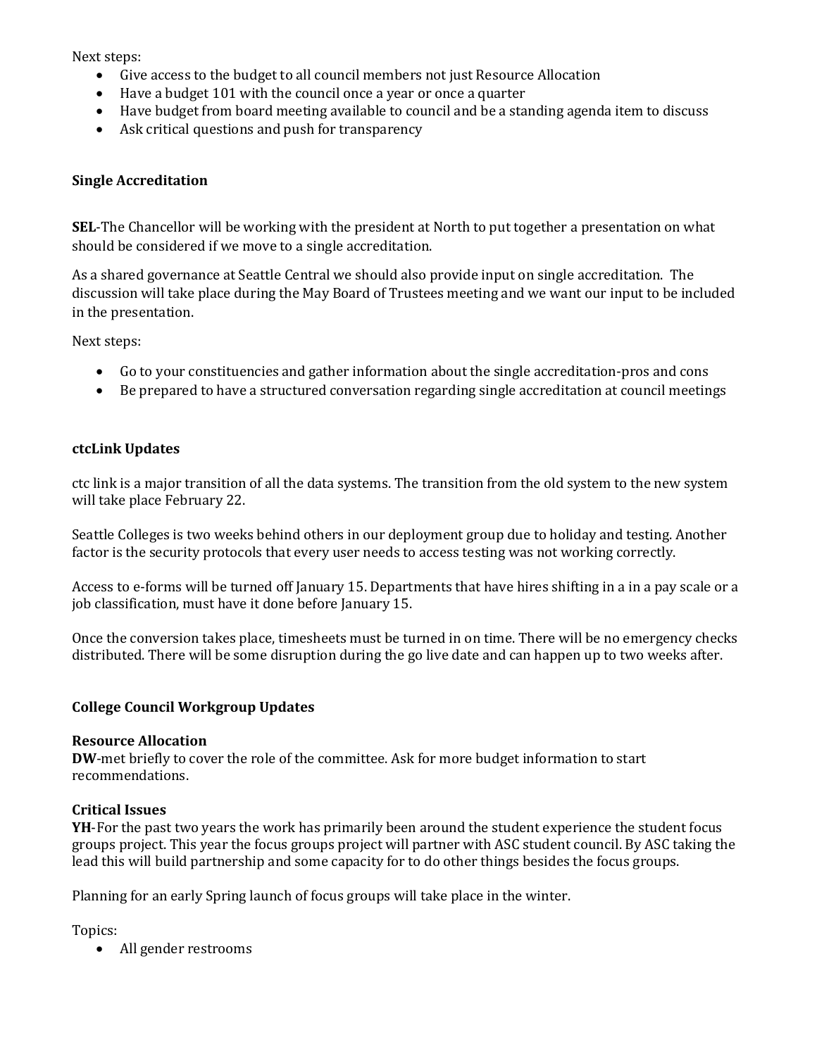Next steps:

- Give access to the budget to all council members not just Resource Allocation
- Have a budget 101 with the council once a year or once a quarter
- Have budget from board meeting available to council and be a standing agenda item to discuss
- Ask critical questions and push for transparency

### Single Accreditation

**SEL**-The Chancellor will be working with the president at North to put together a presentation on what should be considered if we move to a single accreditation.

As a shared governance at Seattle Central we should also provide input on single accreditation. The discussion will take place during the May Board of Trustees meeting and we want our input to be included in the presentation.

Next steps:

- Go to your constituencies and gather information about the single accreditation-pros and cons
- Be prepared to have a structured conversation regarding single accreditation at council meetings

### ctcLink Updates

ctc link is a major transition of all the data systems. The transition from the old system to the new system will take place February 22.

Seattle Colleges is two weeks behind others in our deployment group due to holiday and testing. Another factor is the security protocols that every user needs to access testing was not working correctly.

Access to e-forms will be turned off January 15. Departments that have hires shifting in a in a pay scale or a job classification, must have it done before January 15.

Once the conversion takes place, timesheets must be turned in on time. There will be no emergency checks distributed. There will be some disruption during the go live date and can happen up to two weeks after.

### College Council Workgroup Updates

**Resource Allocation**
**DW**-met briefly to cover the role of the committee. Ask for more budget information to start recommendations.

**Critical Issues**
**YH**-For the past two years the work has primarily been around the student experience the student focus groups project. This year the focus groups project will partner with ASC student council. By ASC taking the lead this will build partnership and some capacity for to do other things besides the focus groups.

Planning for an early Spring launch of focus groups will take place in the winter.

Topics:

- All gender restrooms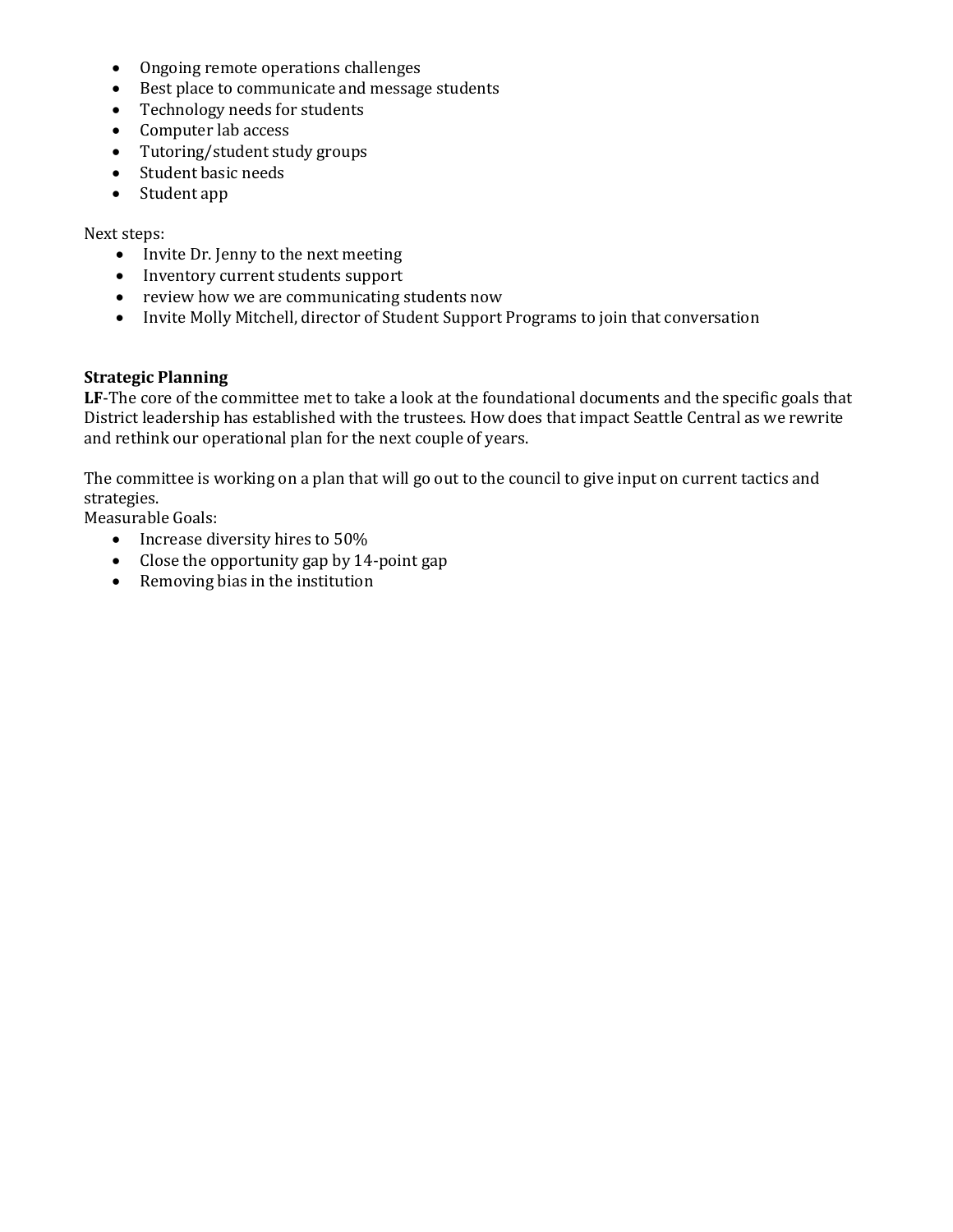- Ongoing remote operations challenges
- Best place to communicate and message students
- Technology needs for students
- Computer lab access
- Tutoring/student study groups
- Student basic needs
- Student app

Next steps:

- Invite Dr. Jenny to the next meeting
- Inventory current students support
- review how we are communicating students now
- Invite Molly Mitchell, director of Student Support Programs to join that conversation

**Strategic Planning**

**LF**-The core of the committee met to take a look at the foundational documents and the specific goals that District leadership has established with the trustees. How does that impact Seattle Central as we rewrite and rethink our operational plan for the next couple of years.

The committee is working on a plan that will go out to the council to give input on current tactics and strategies.

Measurable Goals:

- Increase diversity hires to 50%
- Close the opportunity gap by 14-point gap
- Removing bias in the institution